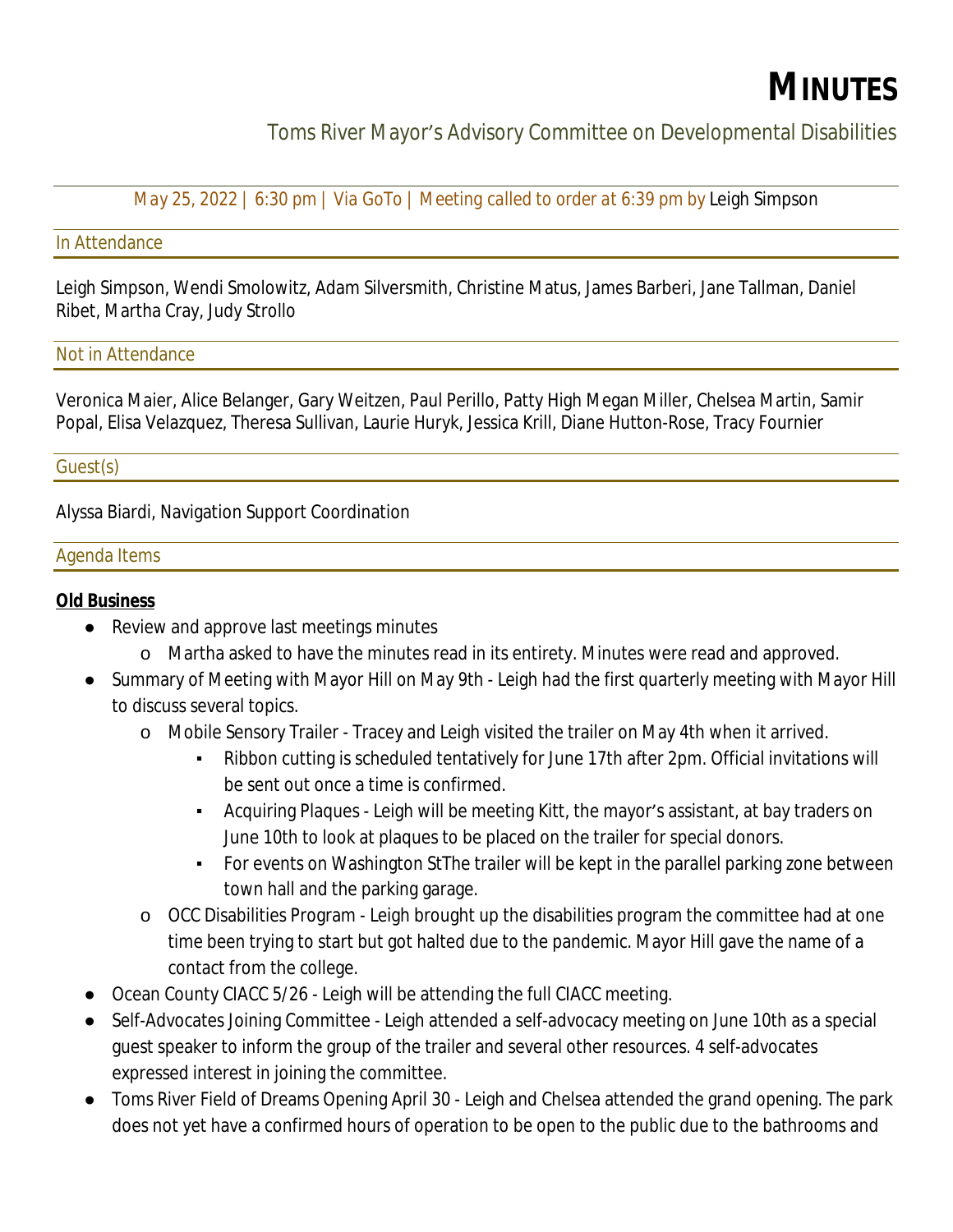# MINUTES

Toms River Mayor's Advisory Committee on Developmental Disabilities

May 25, 2022 | 6:30 pm | Via GoTo | Meeting called to order at 6:39 pm by Leigh Simpson

## In Attendance

Leigh Simpson, Wendi Smolowitz, Adam Silversmith, Christine Matus, James Barberi, Jane Tallman, Daniel Ribet, Martha Cray, Judy Strollo

## Not in Attendance

Veronica Maier, Alice Belanger, Gary Weitzen, Paul Perillo, Patty High Megan Miller, Chelsea Martin, Samir Popal, Elisa Velazquez, Theresa Sullivan, Laurie Huryk, Jessica Krill, Diane Hutton-Rose, Tracy Fournier

## Guest(s)

Alyssa Biardi, Navigation Support Coordination

## Agenda Items

**Old Business**

- Review and approve last meetings minutes
  - Martha asked to have the minutes read in its entirety. Minutes were read and approved.
- Summary of Meeting with Mayor Hill on May 9th - Leigh had the first quarterly meeting with Mayor Hill to discuss several topics.
  - Mobile Sensory Trailer - Tracey and Leigh visited the trailer on May 4th when it arrived.
    - Ribbon cutting is scheduled tentatively for June 17th after 2pm. Official invitations will be sent out once a time is confirmed.
    - Acquiring Plaques - Leigh will be meeting Kitt, the mayor's assistant, at bay traders on June 10th to look at plaques to be placed on the trailer for special donors.
    - For events on Washington StThe trailer will be kept in the parallel parking zone between town hall and the parking garage.
  - OCC Disabilities Program - Leigh brought up the disabilities program the committee had at one time been trying to start but got halted due to the pandemic. Mayor Hill gave the name of a contact from the college.
- Ocean County CIACC 5/26 - Leigh will be attending the full CIACC meeting.
- Self-Advocates Joining Committee - Leigh attended a self-advocacy meeting on June 10th as a special guest speaker to inform the group of the trailer and several other resources. 4 self-advocates expressed interest in joining the committee.
- Toms River Field of Dreams Opening April 30 - Leigh and Chelsea attended the grand opening. The park does not yet have a confirmed hours of operation to be open to the public due to the bathrooms and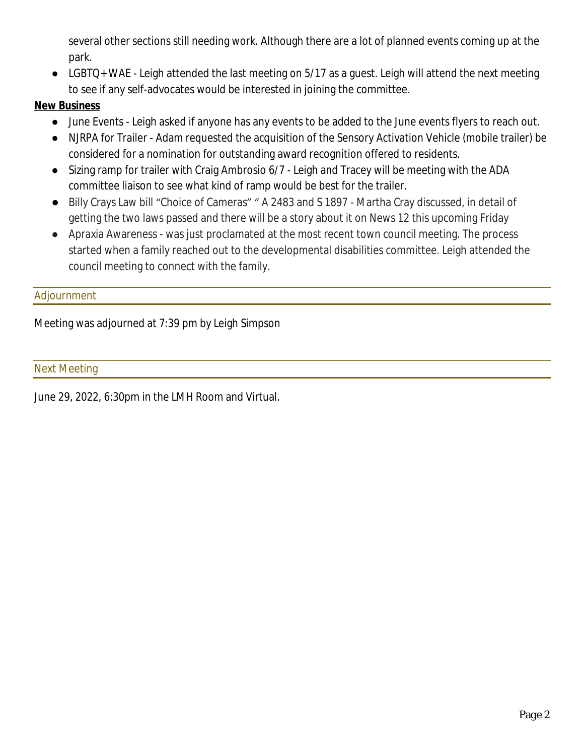several other sections still needing work. Although there are a lot of planned events coming up at the park.

- LGBTQ+ WAE - Leigh attended the last meeting on 5/17 as a guest. Leigh will attend the next meeting to see if any self-advocates would be interested in joining the committee.

**New Business**

- June Events - Leigh asked if anyone has any events to be added to the June events flyers to reach out.
- NJRPA for Trailer - Adam requested the acquisition of the Sensory Activation Vehicle (mobile trailer) be considered for a nomination for outstanding award recognition offered to residents.
- Sizing ramp for trailer with Craig Ambrosio 6/7 - Leigh and Tracey will be meeting with the ADA committee liaison to see what kind of ramp would be best for the trailer.
- Billy Crays Law bill "Choice of Cameras" " A 2483 and S 1897 - Martha Cray discussed, in detail of getting the two laws passed and there will be a story about it on News 12 this upcoming Friday
- Apraxia Awareness - was just proclamated at the most recent town council meeting. The process started when a family reached out to the developmental disabilities committee. Leigh attended the council meeting to connect with the family.

## Adjournment

Meeting was adjourned at 7:39 pm by Leigh Simpson

## Next Meeting

June 29, 2022, 6:30pm in the LMH Room and Virtual.